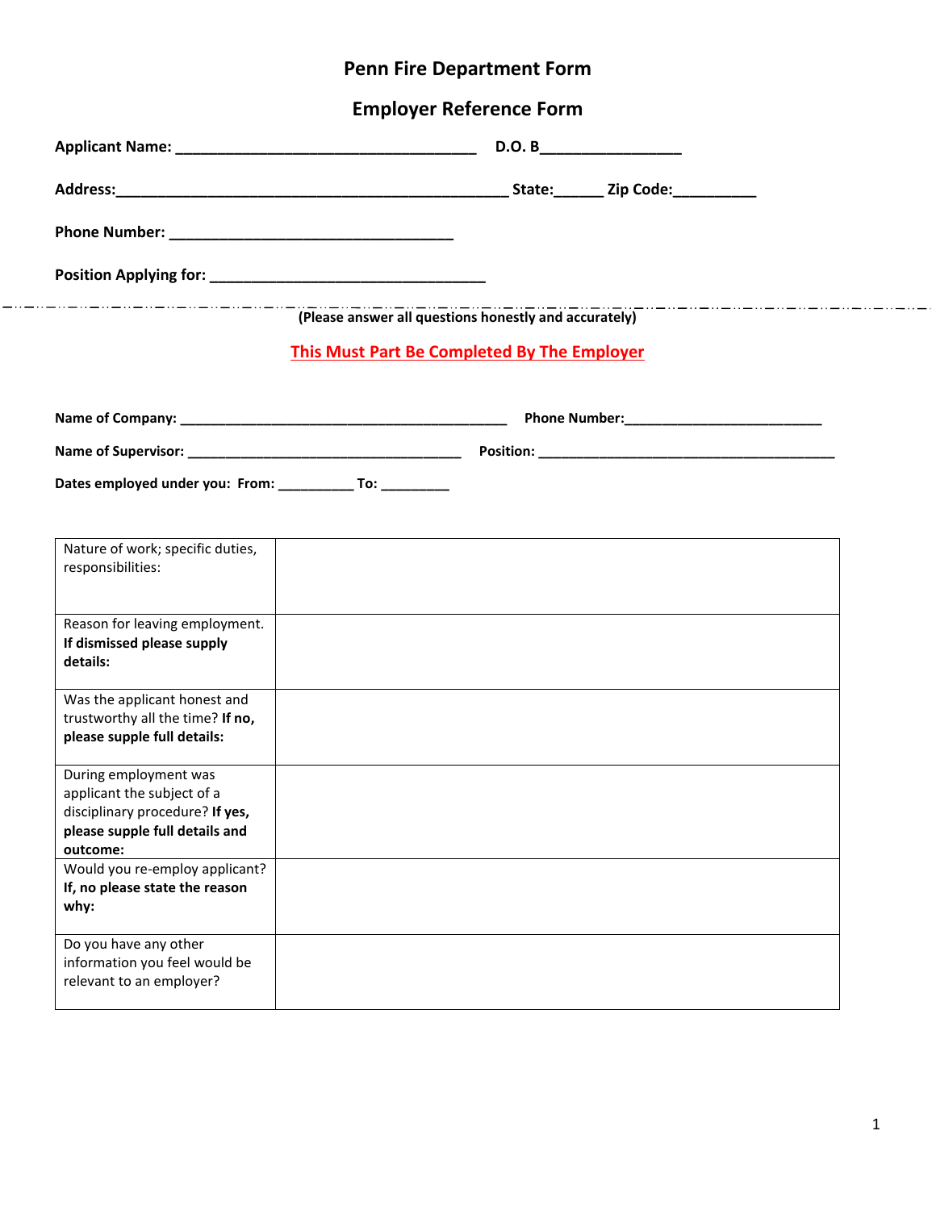# Penn Fire Department Form

## Employer Reference Form

**Applicant Name:** ____________________________________ **D.O. B**_________________

**Address:**_______________________________________________ **State:**______ **Zip Code:**__________

**Phone Number:** __________________________________

**Position Applying for:** _________________________________

---

**(Please answer all questions honestly and accurately)**

**This Must Part Be Completed By The Employer**

**Name of Company:** __________________________________________ **Phone Number:**_________________________

**Name of Supervisor:** ____________________________________ **Position:** ______________________________________

**Dates employed under you: From:** __________ **To:** _________

| | |
|---|---|
| Nature of work; specific duties, responsibilities: | |
| Reason for leaving employment. **If dismissed please supply details:** | |
| Was the applicant honest and trustworthy all the time? **If no, please supple full details:** | |
| During employment was applicant the subject of a disciplinary procedure? **If yes, please supple full details and outcome:** | |
| Would you re-employ applicant? **If, no please state the reason why:** | |
| Do you have any other information you feel would be relevant to an employer? | |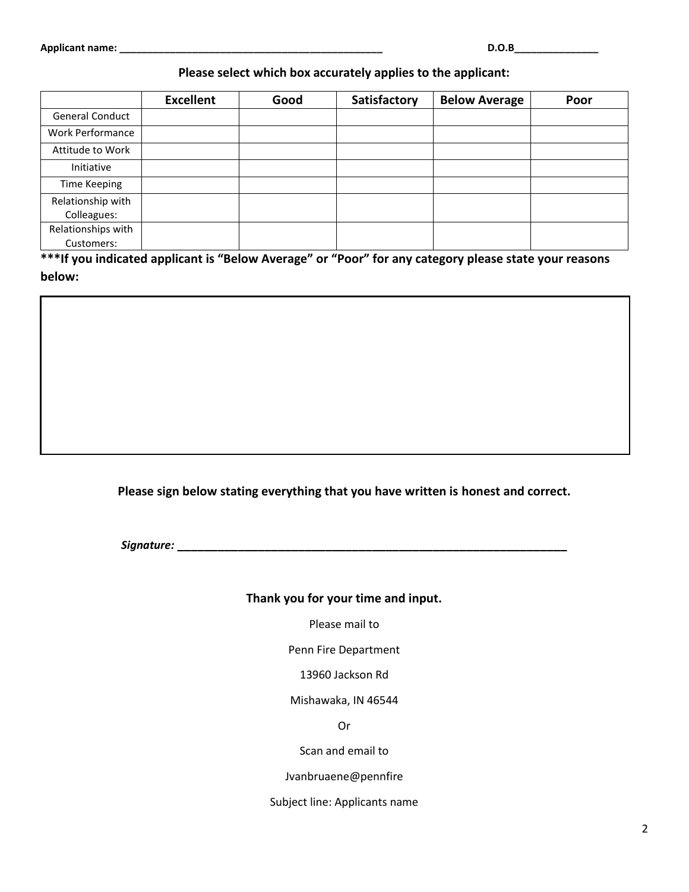**Applicant name: ________________________________________________** **D.O.B_______________**

**Please select which box accurately applies to the applicant:**

| | **Excellent** | **Good** | **Satisfactory** | **Below Average** | **Poor** |
|---|---|---|---|---|---|
| General Conduct | | | | | |
| Work Performance | | | | | |
| Attitude to Work | | | | | |
| Initiative | | | | | |
| Time Keeping | | | | | |
| Relationship with Colleagues: | | | | | |
| Relationships with Customers: | | | | | |

**\*\*\*If you indicated applicant is "Below Average" or "Poor" for any category please state your reasons below:**

**Please sign below stating everything that you have written is honest and correct.**

***Signature:* _________________________________________________________________**

**Thank you for your time and input.**

Please mail to

Penn Fire Department

13960 Jackson Rd

Mishawaka, IN 46544

Or

Scan and email to

Jvanbruaene@pennfire

Subject line: Applicants name